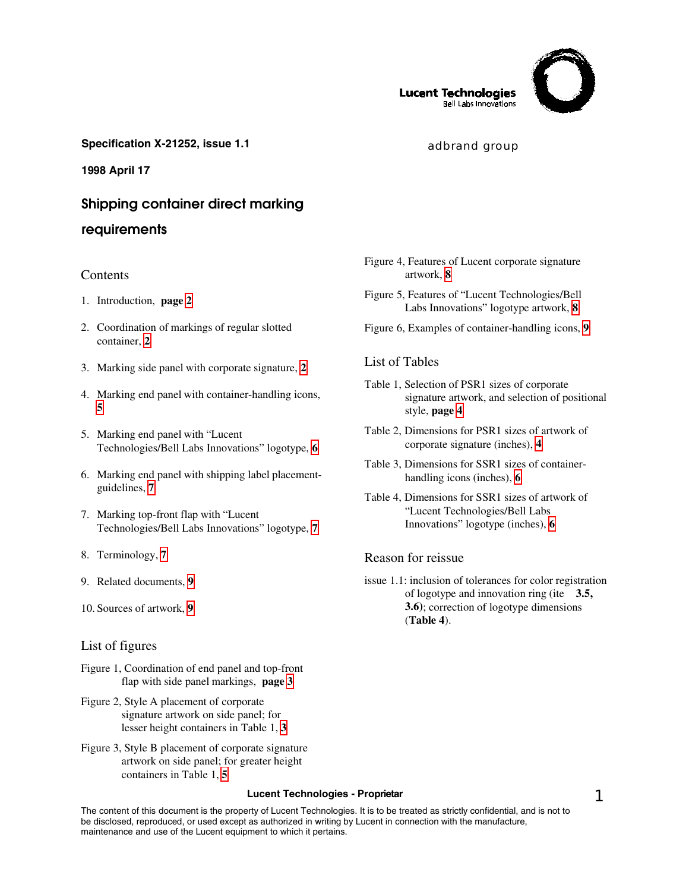Lucent Technologies
Bell Labs Innovations

**Specification X-21252, issue 1.1**

adbrand group

**1998 April 17**

# Shipping container direct marking requirements

## Contents

1. Introduction, **page** 2
2. Coordination of markings of regular slotted container, 2
3. Marking side panel with corporate signature, 2
4. Marking end panel with container-handling icons, 5
5. Marking end panel with "Lucent Technologies/Bell Labs Innovations" logotype, 6
6. Marking end panel with shipping label placement-guidelines, 7
7. Marking top-front flap with "Lucent Technologies/Bell Labs Innovations" logotype, 7
8. Terminology, 7
9. Related documents, 9
10. Sources of artwork, 9

## List of figures

Figure 1, Coordination of end panel and top-front flap with side panel markings, **page** 3

Figure 2, Style A placement of corporate signature artwork on side panel; for lesser height containers in Table 1, 3

Figure 3, Style B placement of corporate signature artwork on side panel; for greater height containers in Table 1, 5

Figure 4, Features of Lucent corporate signature artwork, 8

Figure 5, Features of "Lucent Technologies/Bell Labs Innovations" logotype artwork, 8

Figure 6, Examples of container-handling icons, 9

## List of Tables

Table 1, Selection of PSR1 sizes of corporate signature artwork, and selection of positional style, **page** 4

Table 2, Dimensions for PSR1 sizes of artwork of corporate signature (inches), 4

Table 3, Dimensions for SSR1 sizes of container-handling icons (inches), 6

Table 4, Dimensions for SSR1 sizes of artwork of "Lucent Technologies/Bell Labs Innovations" logotype (inches), 6

## Reason for reissue

issue 1.1: inclusion of tolerances for color registration of logotype and innovation ring (ite **3.5, 3.6**); correction of logotype dimensions (**Table 4**).

**Lucent Technologies - Proprietar**

The content of this document is the property of Lucent Technologies. It is to be treated as strictly confidential, and is not to be disclosed, reproduced, or used except as authorized in writing by Lucent in connection with the manufacture, maintenance and use of the Lucent equipment to which it pertains.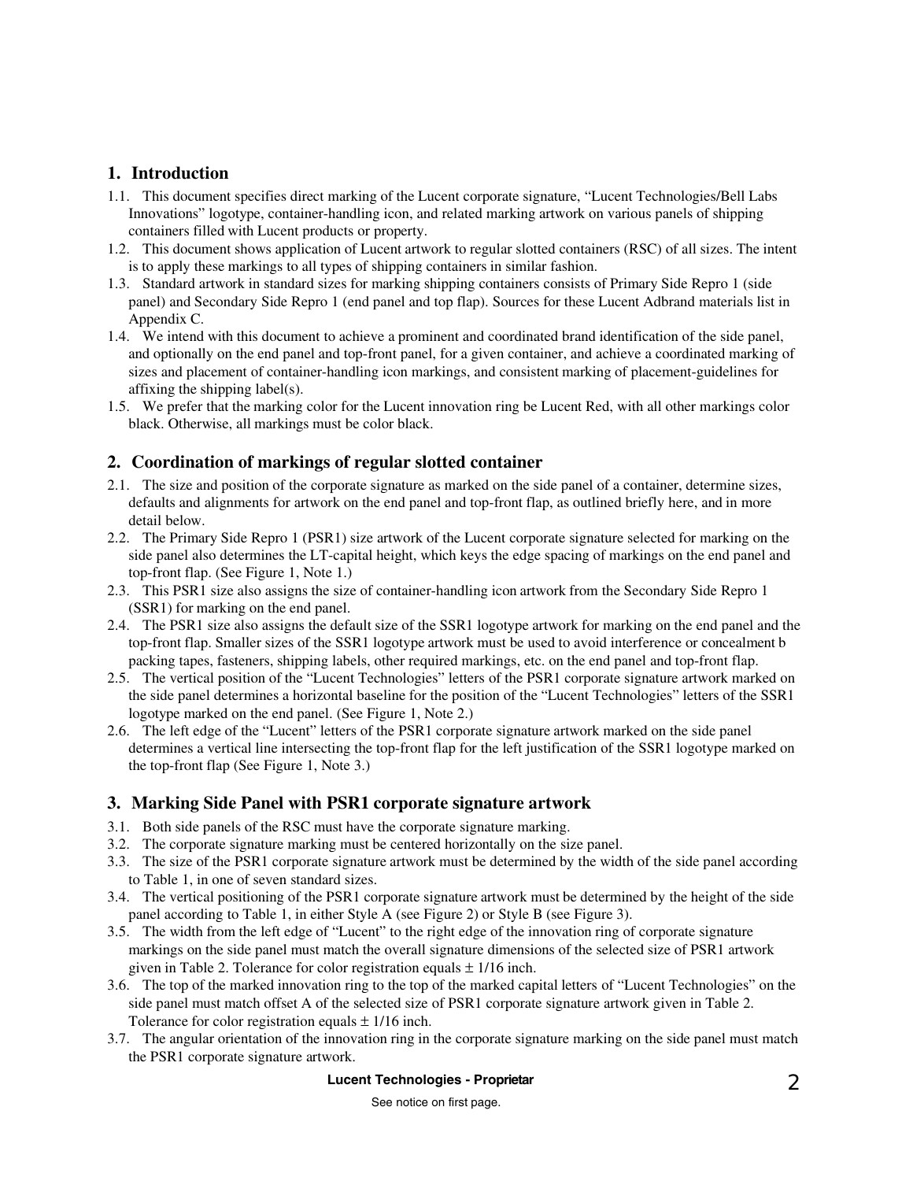## 1. Introduction

1.1. This document specifies direct marking of the Lucent corporate signature, "Lucent Technologies/Bell Labs Innovations" logotype, container-handling icon, and related marking artwork on various panels of shipping containers filled with Lucent products or property.

1.2. This document shows application of Lucent artwork to regular slotted containers (RSC) of all sizes. The intent is to apply these markings to all types of shipping containers in similar fashion.

1.3. Standard artwork in standard sizes for marking shipping containers consists of Primary Side Repro 1 (side panel) and Secondary Side Repro 1 (end panel and top flap). Sources for these Lucent Adbrand materials list in Appendix C.

1.4. We intend with this document to achieve a prominent and coordinated brand identification of the side panel, and optionally on the end panel and top-front panel, for a given container, and achieve a coordinated marking of sizes and placement of container-handling icon markings, and consistent marking of placement-guidelines for affixing the shipping label(s).

1.5. We prefer that the marking color for the Lucent innovation ring be Lucent Red, with all other markings color black. Otherwise, all markings must be color black.

## 2. Coordination of markings of regular slotted container

2.1. The size and position of the corporate signature as marked on the side panel of a container, determine sizes, defaults and alignments for artwork on the end panel and top-front flap, as outlined briefly here, and in more detail below.

2.2. The Primary Side Repro 1 (PSR1) size artwork of the Lucent corporate signature selected for marking on the side panel also determines the LT-capital height, which keys the edge spacing of markings on the end panel and top-front flap. (See Figure 1, Note 1.)

2.3. This PSR1 size also assigns the size of container-handling icon artwork from the Secondary Side Repro 1 (SSR1) for marking on the end panel.

2.4. The PSR1 size also assigns the default size of the SSR1 logotype artwork for marking on the end panel and the top-front flap. Smaller sizes of the SSR1 logotype artwork must be used to avoid interference or concealment b packing tapes, fasteners, shipping labels, other required markings, etc. on the end panel and top-front flap.

2.5. The vertical position of the "Lucent Technologies" letters of the PSR1 corporate signature artwork marked on the side panel determines a horizontal baseline for the position of the "Lucent Technologies" letters of the SSR1 logotype marked on the end panel. (See Figure 1, Note 2.)

2.6. The left edge of the "Lucent" letters of the PSR1 corporate signature artwork marked on the side panel determines a vertical line intersecting the top-front flap for the left justification of the SSR1 logotype marked on the top-front flap (See Figure 1, Note 3.)

## 3. Marking Side Panel with PSR1 corporate signature artwork

3.1. Both side panels of the RSC must have the corporate signature marking.

3.2. The corporate signature marking must be centered horizontally on the size panel.

3.3. The size of the PSR1 corporate signature artwork must be determined by the width of the side panel according to Table 1, in one of seven standard sizes.

3.4. The vertical positioning of the PSR1 corporate signature artwork must be determined by the height of the side panel according to Table 1, in either Style A (see Figure 2) or Style B (see Figure 3).

3.5. The width from the left edge of "Lucent" to the right edge of the innovation ring of corporate signature markings on the side panel must match the overall signature dimensions of the selected size of PSR1 artwork given in Table 2. Tolerance for color registration equals ± 1/16 inch.

3.6. The top of the marked innovation ring to the top of the marked capital letters of "Lucent Technologies" on the side panel must match offset A of the selected size of PSR1 corporate signature artwork given in Table 2. Tolerance for color registration equals ± 1/16 inch.

3.7. The angular orientation of the innovation ring in the corporate signature marking on the side panel must match the PSR1 corporate signature artwork.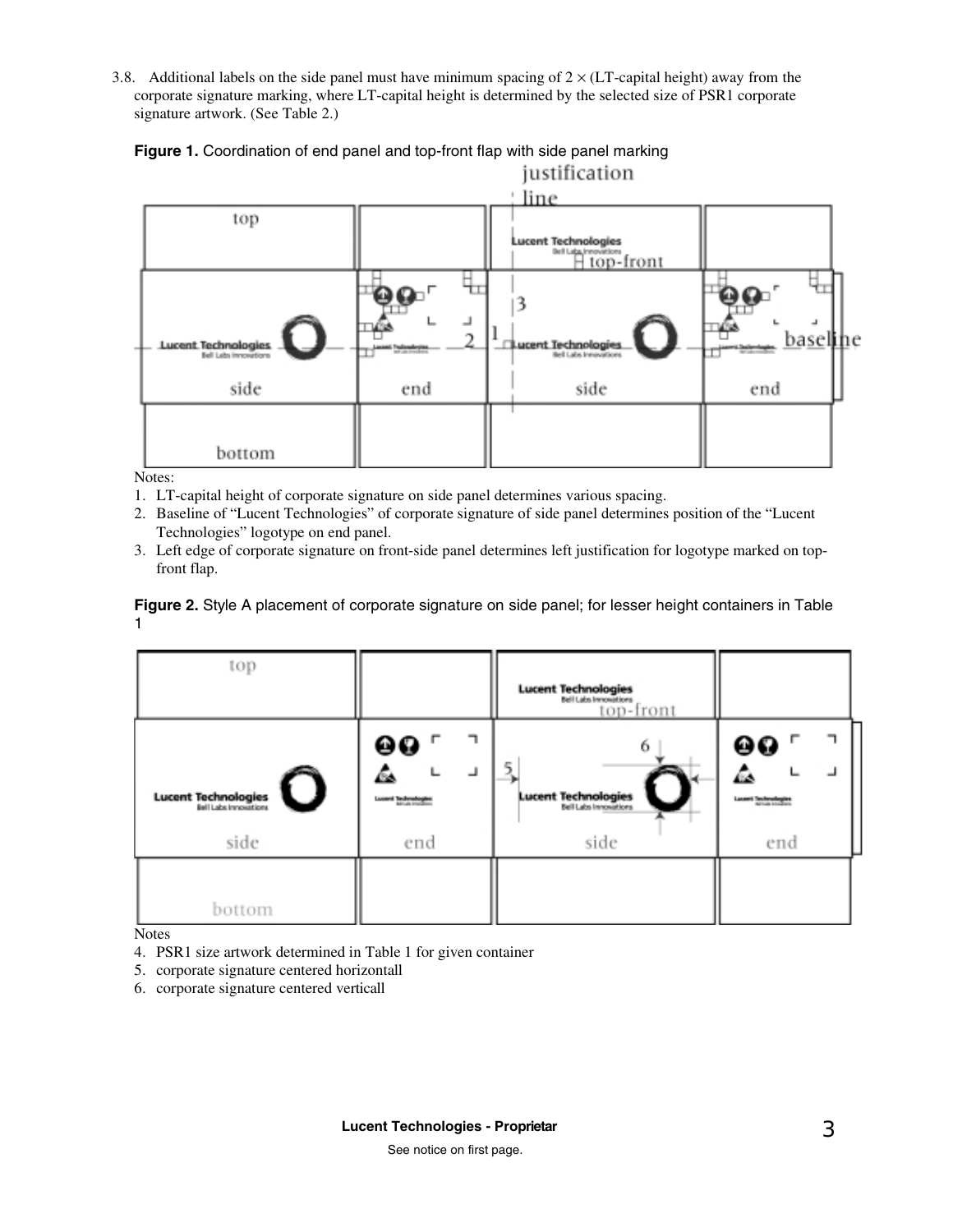3.8. Additional labels on the side panel must have minimum spacing of 2 × (LT-capital height) away from the corporate signature marking, where LT-capital height is determined by the selected size of PSR1 corporate signature artwork. (See Table 2.)

**Figure 1.** Coordination of end panel and top-front flap with side panel marking

Notes:

1. LT-capital height of corporate signature on side panel determines various spacing.
2. Baseline of "Lucent Technologies" of corporate signature of side panel determines position of the "Lucent Technologies" logotype on end panel.
3. Left edge of corporate signature on front-side panel determines left justification for logotype marked on top-front flap.

**Figure 2.** Style A placement of corporate signature on side panel; for lesser height containers in Table 1

Notes

4. PSR1 size artwork determined in Table 1 for given container
5. corporate signature centered horizontall
6. corporate signature centered verticall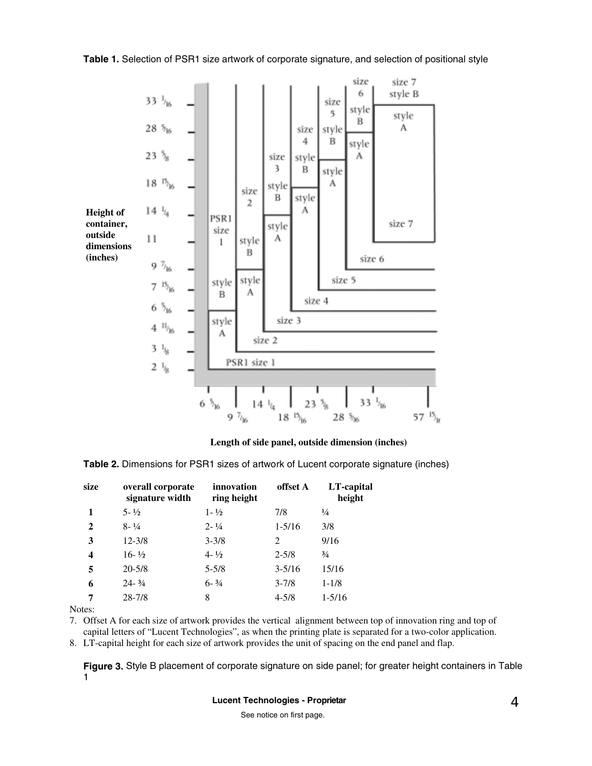**Table 1.** Selection of PSR1 size artwork of corporate signature, and selection of positional style

**Height of container, outside dimensions (inches)**: 2 1/8, 3 1/8, 4 11/16, 6 5/16, 7 15/16, 9 7/16, 11, 14 1/4, 18 15/16, 23 5/8, 28 5/16, 33 1/16

**Length of side panel, outside dimension (inches)**: 6 5/16, 9 7/16, 14 1/4, 18 15/16, 23 5/8, 28 5/16, 33 1/16, 57 15/16

**Table 2.** Dimensions for PSR1 sizes of artwork of Lucent corporate signature (inches)

| size | overall corporate signature width | innovation ring height | offset A | LT-capital height |
|---|---|---|---|---|
| **1** | 5- ½ | 1- ½ | 7/8 | ¼ |
| **2** | 8- ¼ | 2- ¼ | 1-5/16 | 3/8 |
| **3** | 12-3/8 | 3-3/8 | 2 | 9/16 |
| **4** | 16- ½ | 4- ½ | 2-5/8 | ¾ |
| **5** | 20-5/8 | 5-5/8 | 3-5/16 | 15/16 |
| **6** | 24- ¾ | 6- ¾ | 3-7/8 | 1-1/8 |
| **7** | 28-7/8 | 8 | 4-5/8 | 1-5/16 |

Notes:

7. Offset A for each size of artwork provides the vertical alignment between top of innovation ring and top of capital letters of "Lucent Technologies", as when the printing plate is separated for a two-color application.
8. LT-capital height for each size of artwork provides the unit of spacing on the end panel and flap.

**Figure 3.** Style B placement of corporate signature on side panel; for greater height containers in Table 1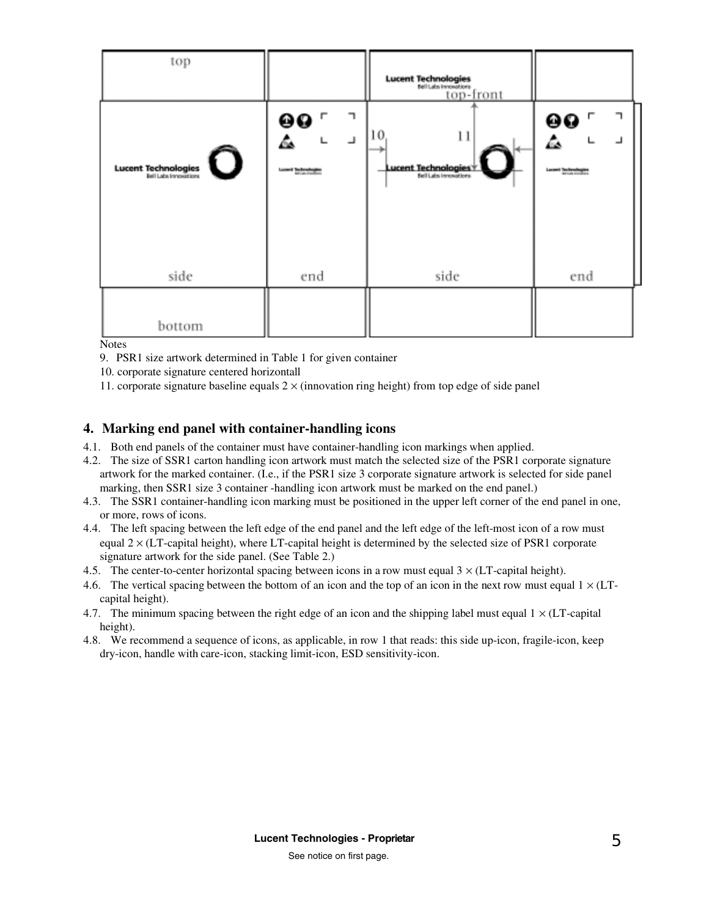Notes

9. PSR1 size artwork determined in Table 1 for given container
10. corporate signature centered horizontall
11. corporate signature baseline equals 2 × (innovation ring height) from top edge of side panel

## 4. Marking end panel with container-handling icons

4.1. Both end panels of the container must have container-handling icon markings when applied.

4.2. The size of SSR1 carton handling icon artwork must match the selected size of the PSR1 corporate signature artwork for the marked container. (I.e., if the PSR1 size 3 corporate signature artwork is selected for side panel marking, then SSR1 size 3 container -handling icon artwork must be marked on the end panel.)

4.3. The SSR1 container-handling icon marking must be positioned in the upper left corner of the end panel in one, or more, rows of icons.

4.4. The left spacing between the left edge of the end panel and the left edge of the left-most icon of a row must equal 2 × (LT-capital height), where LT-capital height is determined by the selected size of PSR1 corporate signature artwork for the side panel. (See Table 2.)

4.5. The center-to-center horizontal spacing between icons in a row must equal 3 × (LT-capital height).

4.6. The vertical spacing between the bottom of an icon and the top of an icon in the next row must equal 1 × (LT-capital height).

4.7. The minimum spacing between the right edge of an icon and the shipping label must equal 1 × (LT-capital height).

4.8. We recommend a sequence of icons, as applicable, in row 1 that reads: this side up-icon, fragile-icon, keep dry-icon, handle with care-icon, stacking limit-icon, ESD sensitivity-icon.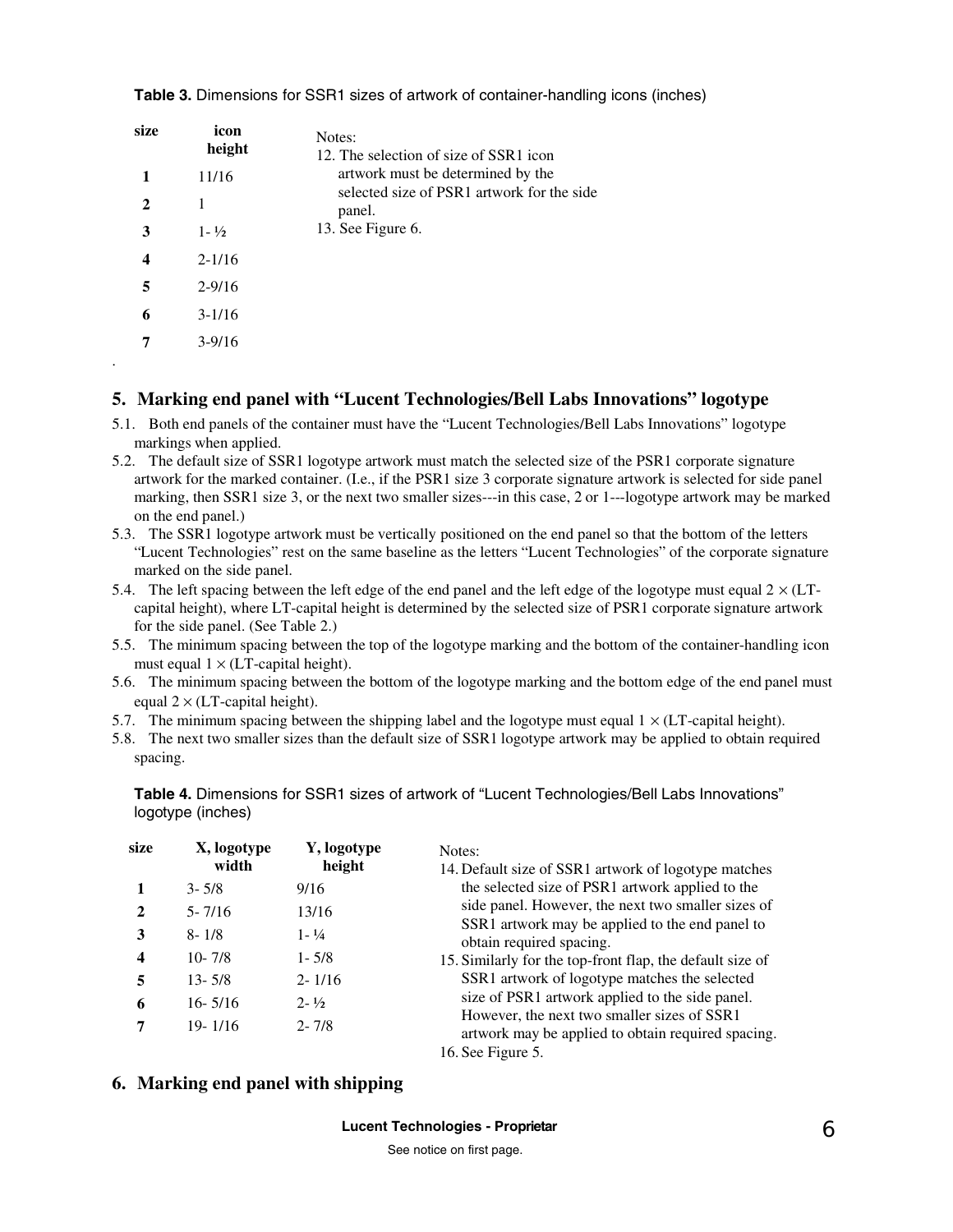**Table 3.** Dimensions for SSR1 sizes of artwork of container-handling icons (inches)

| size | icon height |
|---|---|
| 1 | 11/16 |
| 2 | 1 |
| 3 | 1- ½ |
| 4 | 2-1/16 |
| 5 | 2-9/16 |
| 6 | 3-1/16 |
| 7 | 3-9/16 |

Notes:
12. The selection of size of SSR1 icon artwork must be determined by the selected size of PSR1 artwork for the side panel.
13. See Figure 6.

## 5. Marking end panel with "Lucent Technologies/Bell Labs Innovations" logotype

5.1. Both end panels of the container must have the "Lucent Technologies/Bell Labs Innovations" logotype markings when applied.

5.2. The default size of SSR1 logotype artwork must match the selected size of the PSR1 corporate signature artwork for the marked container. (I.e., if the PSR1 size 3 corporate signature artwork is selected for side panel marking, then SSR1 size 3, or the next two smaller sizes---in this case, 2 or 1---logotype artwork may be marked on the end panel.)

5.3. The SSR1 logotype artwork must be vertically positioned on the end panel so that the bottom of the letters "Lucent Technologies" rest on the same baseline as the letters "Lucent Technologies" of the corporate signature marked on the side panel.

5.4. The left spacing between the left edge of the end panel and the left edge of the logotype must equal 2 × (LT-capital height), where LT-capital height is determined by the selected size of PSR1 corporate signature artwork for the side panel. (See Table 2.)

5.5. The minimum spacing between the top of the logotype marking and the bottom of the container-handling icon must equal 1 × (LT-capital height).

5.6. The minimum spacing between the bottom of the logotype marking and the bottom edge of the end panel must equal 2 × (LT-capital height).

5.7. The minimum spacing between the shipping label and the logotype must equal 1 × (LT-capital height).

5.8. The next two smaller sizes than the default size of SSR1 logotype artwork may be applied to obtain required spacing.

**Table 4.** Dimensions for SSR1 sizes of artwork of "Lucent Technologies/Bell Labs Innovations" logotype (inches)

| size | X, logotype width | Y, logotype height |
|---|---|---|
| 1 | 3- 5/8 | 9/16 |
| 2 | 5- 7/16 | 13/16 |
| 3 | 8- 1/8 | 1- ¼ |
| 4 | 10- 7/8 | 1- 5/8 |
| 5 | 13- 5/8 | 2- 1/16 |
| 6 | 16- 5/16 | 2- ½ |
| 7 | 19- 1/16 | 2- 7/8 |

Notes:
14. Default size of SSR1 artwork of logotype matches the selected size of PSR1 artwork applied to the side panel. However, the next two smaller sizes of SSR1 artwork may be applied to the end panel to obtain required spacing.
15. Similarly for the top-front flap, the default size of SSR1 artwork of logotype matches the selected size of PSR1 artwork applied to the side panel. However, the next two smaller sizes of SSR1 artwork may be applied to obtain required spacing.
16. See Figure 5.

## 6. Marking end panel with shipping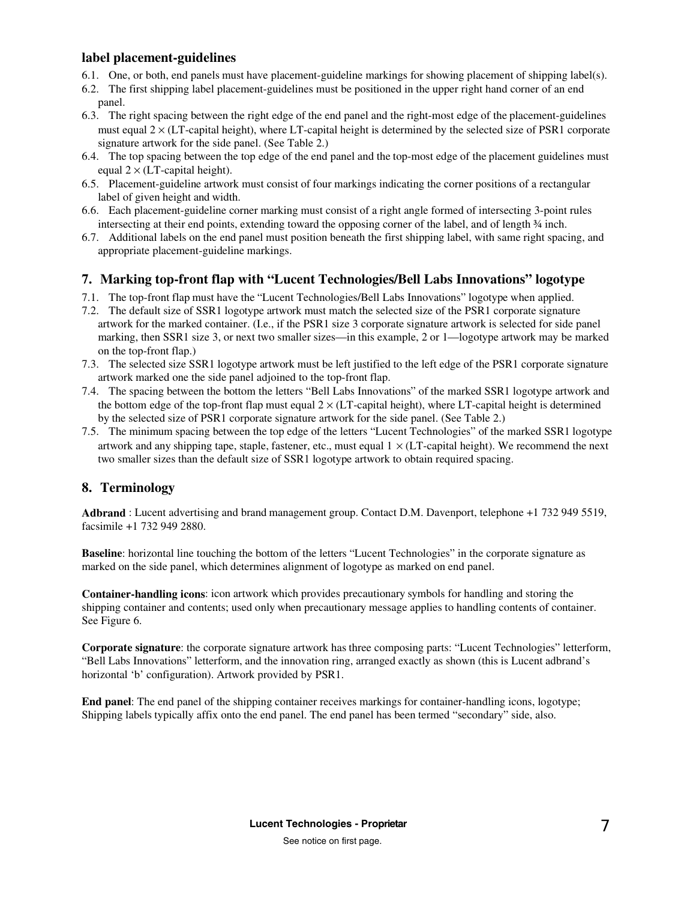### label placement-guidelines

6.1. One, or both, end panels must have placement-guideline markings for showing placement of shipping label(s).

6.2. The first shipping label placement-guidelines must be positioned in the upper right hand corner of an end panel.

6.3. The right spacing between the right edge of the end panel and the right-most edge of the placement-guidelines must equal $2 \times$ (LT-capital height), where LT-capital height is determined by the selected size of PSR1 corporate signature artwork for the side panel. (See Table 2.)

6.4. The top spacing between the top edge of the end panel and the top-most edge of the placement guidelines must equal $2 \times$ (LT-capital height).

6.5. Placement-guideline artwork must consist of four markings indicating the corner positions of a rectangular label of given height and width.

6.6. Each placement-guideline corner marking must consist of a right angle formed of intersecting 3-point rules intersecting at their end points, extending toward the opposing corner of the label, and of length ¾ inch.

6.7. Additional labels on the end panel must position beneath the first shipping label, with same right spacing, and appropriate placement-guideline markings.

## 7. Marking top-front flap with "Lucent Technologies/Bell Labs Innovations" logotype

7.1. The top-front flap must have the "Lucent Technologies/Bell Labs Innovations" logotype when applied.

7.2. The default size of SSR1 logotype artwork must match the selected size of the PSR1 corporate signature artwork for the marked container. (I.e., if the PSR1 size 3 corporate signature artwork is selected for side panel marking, then SSR1 size 3, or next two smaller sizes—in this example, 2 or 1—logotype artwork may be marked on the top-front flap.)

7.3. The selected size SSR1 logotype artwork must be left justified to the left edge of the PSR1 corporate signature artwork marked one the side panel adjoined to the top-front flap.

7.4. The spacing between the bottom the letters "Bell Labs Innovations" of the marked SSR1 logotype artwork and the bottom edge of the top-front flap must equal $2 \times$ (LT-capital height), where LT-capital height is determined by the selected size of PSR1 corporate signature artwork for the side panel. (See Table 2.)

7.5. The minimum spacing between the top edge of the letters "Lucent Technologies" of the marked SSR1 logotype artwork and any shipping tape, staple, fastener, etc., must equal $1 \times$ (LT-capital height). We recommend the next two smaller sizes than the default size of SSR1 logotype artwork to obtain required spacing.

## 8. Terminology

**Adbrand** : Lucent advertising and brand management group. Contact D.M. Davenport, telephone +1 732 949 5519, facsimile +1 732 949 2880.

**Baseline**: horizontal line touching the bottom of the letters "Lucent Technologies" in the corporate signature as marked on the side panel, which determines alignment of logotype as marked on end panel.

**Container-handling icons**: icon artwork which provides precautionary symbols for handling and storing the shipping container and contents; used only when precautionary message applies to handling contents of container. See Figure 6.

**Corporate signature**: the corporate signature artwork has three composing parts: "Lucent Technologies" letterform, "Bell Labs Innovations" letterform, and the innovation ring, arranged exactly as shown (this is Lucent adbrand's horizontal 'b' configuration). Artwork provided by PSR1.

**End panel**: The end panel of the shipping container receives markings for container-handling icons, logotype; Shipping labels typically affix onto the end panel. The end panel has been termed "secondary" side, also.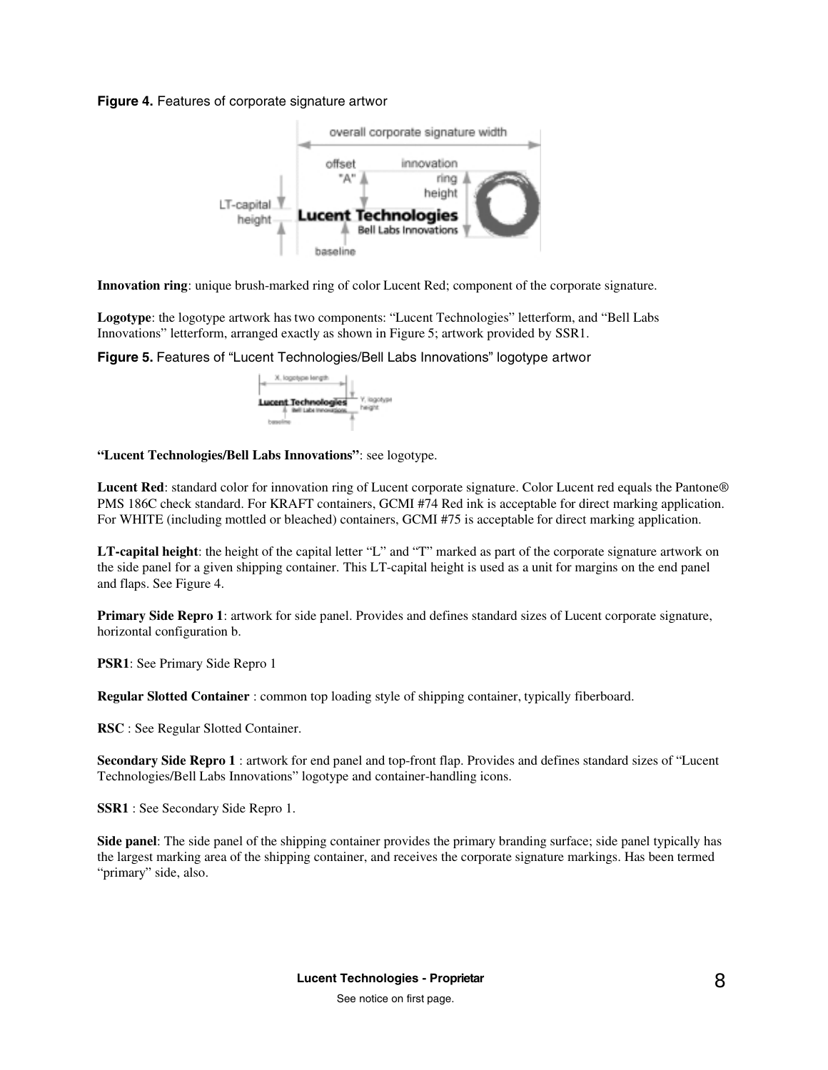**Figure 4.** Features of corporate signature artwor

**Innovation ring**: unique brush-marked ring of color Lucent Red; component of the corporate signature.

**Logotype**: the logotype artwork has two components: “Lucent Technologies” letterform, and “Bell Labs Innovations” letterform, arranged exactly as shown in Figure 5; artwork provided by SSR1.

**Figure 5.** Features of “Lucent Technologies/Bell Labs Innovations” logotype artwor

**“Lucent Technologies/Bell Labs Innovations”**: see logotype.

**Lucent Red**: standard color for innovation ring of Lucent corporate signature. Color Lucent red equals the Pantone® PMS 186C check standard. For KRAFT containers, GCMI #74 Red ink is acceptable for direct marking application. For WHITE (including mottled or bleached) containers, GCMI #75 is acceptable for direct marking application.

**LT-capital height**: the height of the capital letter “L” and “T” marked as part of the corporate signature artwork on the side panel for a given shipping container. This LT-capital height is used as a unit for margins on the end panel and flaps. See Figure 4.

**Primary Side Repro 1**: artwork for side panel. Provides and defines standard sizes of Lucent corporate signature, horizontal configuration b.

**PSR1**: See Primary Side Repro 1

**Regular Slotted Container** : common top loading style of shipping container, typically fiberboard.

**RSC** : See Regular Slotted Container.

**Secondary Side Repro 1** : artwork for end panel and top-front flap. Provides and defines standard sizes of “Lucent Technologies/Bell Labs Innovations” logotype and container-handling icons.

**SSR1** : See Secondary Side Repro 1.

**Side panel**: The side panel of the shipping container provides the primary branding surface; side panel typically has the largest marking area of the shipping container, and receives the corporate signature markings. Has been termed “primary” side, also.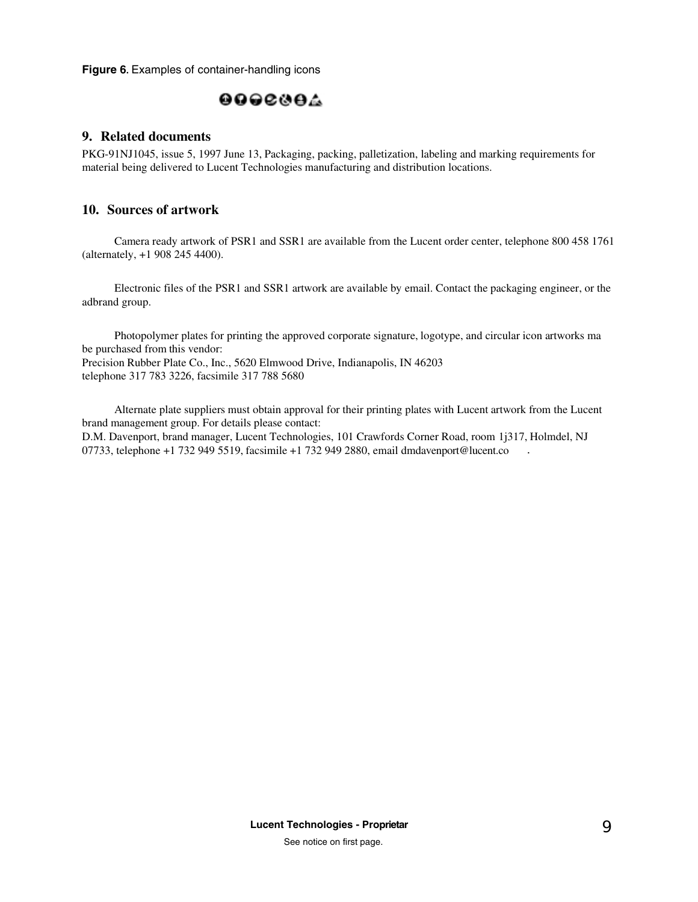**Figure 6.** Examples of container-handling icons

## 9. Related documents

PKG-91NJ1045, issue 5, 1997 June 13, Packaging, packing, palletization, labeling and marking requirements for material being delivered to Lucent Technologies manufacturing and distribution locations.

## 10. Sources of artwork

Camera ready artwork of PSR1 and SSR1 are available from the Lucent order center, telephone 800 458 1761 (alternately, +1 908 245 4400).

Electronic files of the PSR1 and SSR1 artwork are available by email. Contact the packaging engineer, or the adbrand group.

Photopolymer plates for printing the approved corporate signature, logotype, and circular icon artworks ma be purchased from this vendor:
Precision Rubber Plate Co., Inc., 5620 Elmwood Drive, Indianapolis, IN 46203
telephone 317 783 3226, facsimile 317 788 5680

Alternate plate suppliers must obtain approval for their printing plates with Lucent artwork from the Lucent brand management group. For details please contact:
D.M. Davenport, brand manager, Lucent Technologies, 101 Crawfords Corner Road, room 1j317, Holmdel, NJ 07733, telephone +1 732 949 5519, facsimile +1 732 949 2880, email dmdavenport@lucent.co .